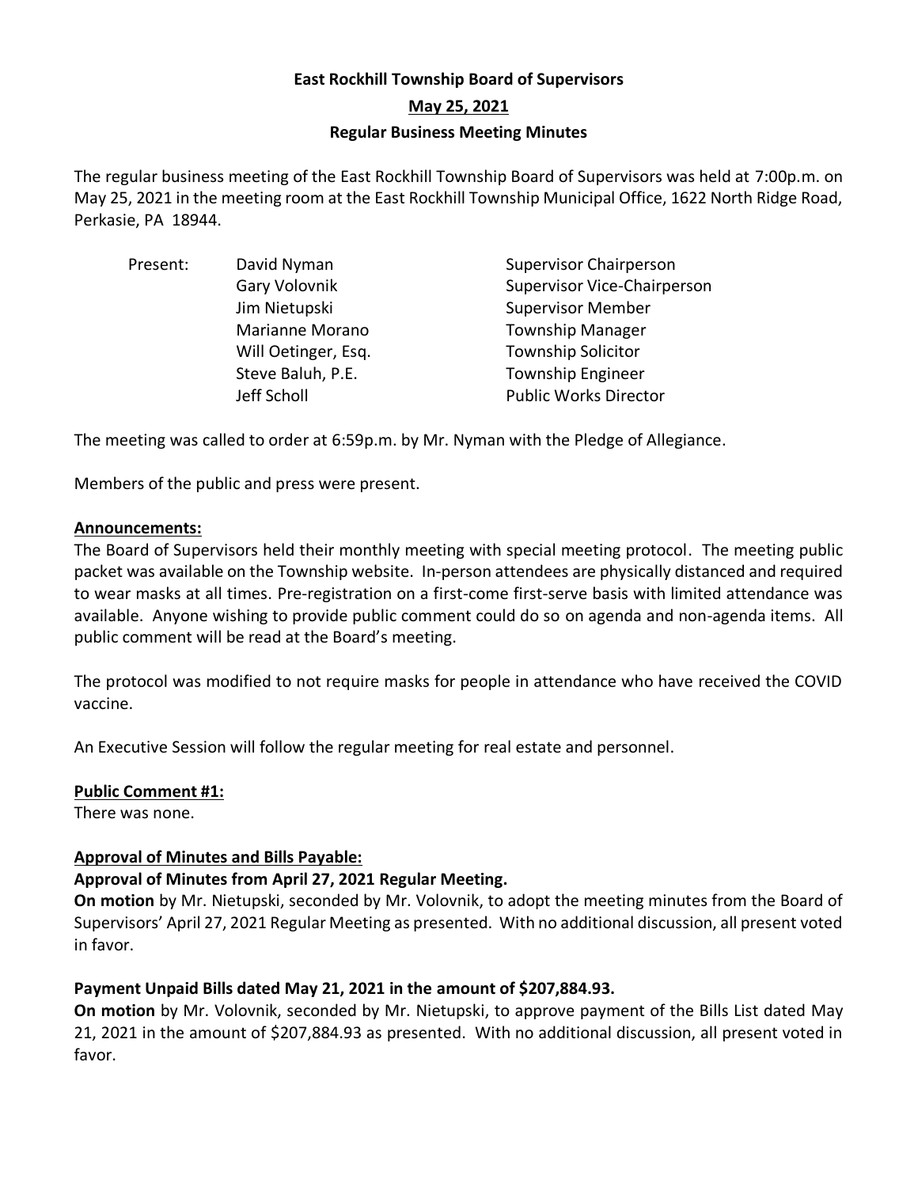**East Rockhill Township Board of Supervisors**

**May 25, 2021**

**Regular Business Meeting Minutes**

The regular business meeting of the East Rockhill Township Board of Supervisors was held at 7:00p.m. on May 25, 2021 in the meeting room at the East Rockhill Township Municipal Office, 1622 North Ridge Road, Perkasie, PA 18944.

| Present: | | |
|---|---|---|
| | David Nyman | Supervisor Chairperson |
| | Gary Volovnik | Supervisor Vice-Chairperson |
| | Jim Nietupski | Supervisor Member |
| | Marianne Morano | Township Manager |
| | Will Oetinger, Esq. | Township Solicitor |
| | Steve Baluh, P.E. | Township Engineer |
| | Jeff Scholl | Public Works Director |

The meeting was called to order at 6:59p.m. by Mr. Nyman with the Pledge of Allegiance.

Members of the public and press were present.

**Announcements:**

The Board of Supervisors held their monthly meeting with special meeting protocol. The meeting public packet was available on the Township website. In-person attendees are physically distanced and required to wear masks at all times. Pre-registration on a first-come first-serve basis with limited attendance was available. Anyone wishing to provide public comment could do so on agenda and non-agenda items. All public comment will be read at the Board's meeting.

The protocol was modified to not require masks for people in attendance who have received the COVID vaccine.

An Executive Session will follow the regular meeting for real estate and personnel.

**Public Comment #1:**

There was none.

**Approval of Minutes and Bills Payable:**

**Approval of Minutes from April 27, 2021 Regular Meeting.**

**On motion** by Mr. Nietupski, seconded by Mr. Volovnik, to adopt the meeting minutes from the Board of Supervisors' April 27, 2021 Regular Meeting as presented. With no additional discussion, all present voted in favor.

**Payment Unpaid Bills dated May 21, 2021 in the amount of $207,884.93.**

**On motion** by Mr. Volovnik, seconded by Mr. Nietupski, to approve payment of the Bills List dated May 21, 2021 in the amount of $207,884.93 as presented. With no additional discussion, all present voted in favor.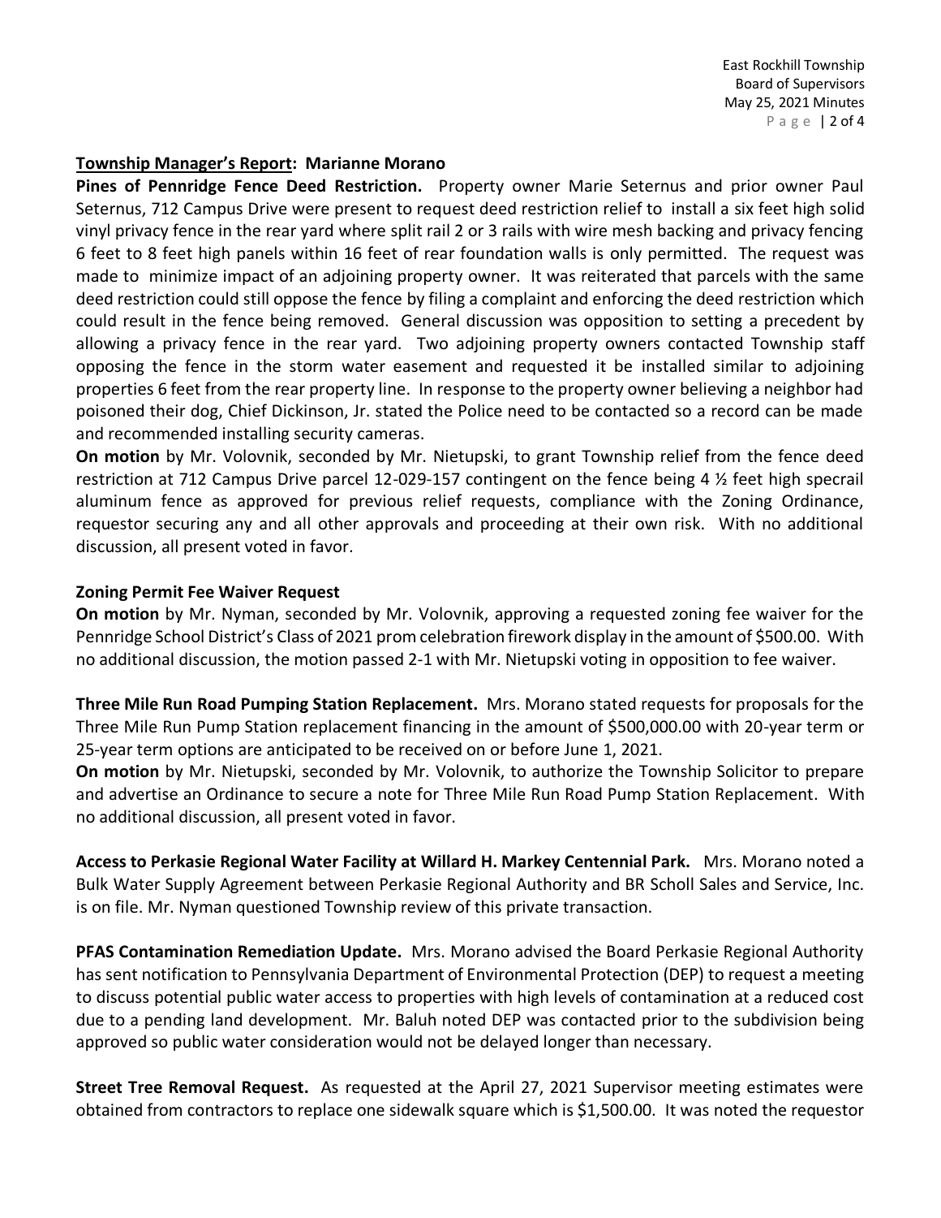**Township Manager's Report: Marianne Morano**

**Pines of Pennridge Fence Deed Restriction.** Property owner Marie Seternus and prior owner Paul Seternus, 712 Campus Drive were present to request deed restriction relief to install a six feet high solid vinyl privacy fence in the rear yard where split rail 2 or 3 rails with wire mesh backing and privacy fencing 6 feet to 8 feet high panels within 16 feet of rear foundation walls is only permitted. The request was made to minimize impact of an adjoining property owner. It was reiterated that parcels with the same deed restriction could still oppose the fence by filing a complaint and enforcing the deed restriction which could result in the fence being removed. General discussion was opposition to setting a precedent by allowing a privacy fence in the rear yard. Two adjoining property owners contacted Township staff opposing the fence in the storm water easement and requested it be installed similar to adjoining properties 6 feet from the rear property line. In response to the property owner believing a neighbor had poisoned their dog, Chief Dickinson, Jr. stated the Police need to be contacted so a record can be made and recommended installing security cameras.

**On motion** by Mr. Volovnik, seconded by Mr. Nietupski, to grant Township relief from the fence deed restriction at 712 Campus Drive parcel 12-029-157 contingent on the fence being 4 ½ feet high specrail aluminum fence as approved for previous relief requests, compliance with the Zoning Ordinance, requestor securing any and all other approvals and proceeding at their own risk. With no additional discussion, all present voted in favor.

**Zoning Permit Fee Waiver Request**

**On motion** by Mr. Nyman, seconded by Mr. Volovnik, approving a requested zoning fee waiver for the Pennridge School District's Class of 2021 prom celebration firework display in the amount of $500.00. With no additional discussion, the motion passed 2-1 with Mr. Nietupski voting in opposition to fee waiver.

**Three Mile Run Road Pumping Station Replacement.** Mrs. Morano stated requests for proposals for the Three Mile Run Pump Station replacement financing in the amount of $500,000.00 with 20-year term or 25-year term options are anticipated to be received on or before June 1, 2021.

**On motion** by Mr. Nietupski, seconded by Mr. Volovnik, to authorize the Township Solicitor to prepare and advertise an Ordinance to secure a note for Three Mile Run Road Pump Station Replacement. With no additional discussion, all present voted in favor.

**Access to Perkasie Regional Water Facility at Willard H. Markey Centennial Park.** Mrs. Morano noted a Bulk Water Supply Agreement between Perkasie Regional Authority and BR Scholl Sales and Service, Inc. is on file. Mr. Nyman questioned Township review of this private transaction.

**PFAS Contamination Remediation Update.** Mrs. Morano advised the Board Perkasie Regional Authority has sent notification to Pennsylvania Department of Environmental Protection (DEP) to request a meeting to discuss potential public water access to properties with high levels of contamination at a reduced cost due to a pending land development. Mr. Baluh noted DEP was contacted prior to the subdivision being approved so public water consideration would not be delayed longer than necessary.

**Street Tree Removal Request.** As requested at the April 27, 2021 Supervisor meeting estimates were obtained from contractors to replace one sidewalk square which is $1,500.00. It was noted the requestor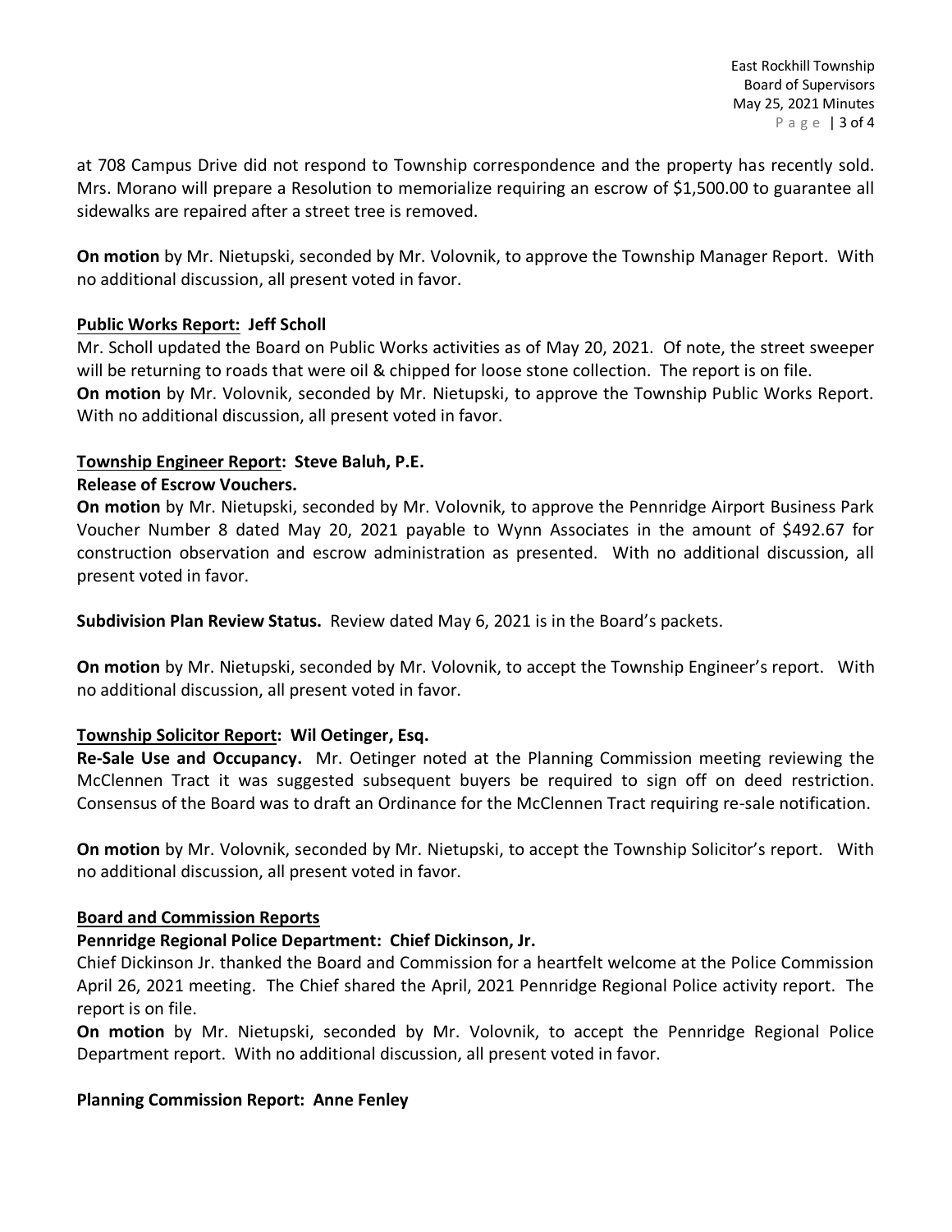at 708 Campus Drive did not respond to Township correspondence and the property has recently sold. Mrs. Morano will prepare a Resolution to memorialize requiring an escrow of $1,500.00 to guarantee all sidewalks are repaired after a street tree is removed.

**On motion** by Mr. Nietupski, seconded by Mr. Volovnik, to approve the Township Manager Report. With no additional discussion, all present voted in favor.

**Public Works Report: Jeff Scholl**

Mr. Scholl updated the Board on Public Works activities as of May 20, 2021. Of note, the street sweeper will be returning to roads that were oil & chipped for loose stone collection. The report is on file.

**On motion** by Mr. Volovnik, seconded by Mr. Nietupski, to approve the Township Public Works Report. With no additional discussion, all present voted in favor.

**Township Engineer Report: Steve Baluh, P.E.**

**Release of Escrow Vouchers.**

**On motion** by Mr. Nietupski, seconded by Mr. Volovnik, to approve the Pennridge Airport Business Park Voucher Number 8 dated May 20, 2021 payable to Wynn Associates in the amount of $492.67 for construction observation and escrow administration as presented. With no additional discussion, all present voted in favor.

**Subdivision Plan Review Status.** Review dated May 6, 2021 is in the Board's packets.

**On motion** by Mr. Nietupski, seconded by Mr. Volovnik, to accept the Township Engineer's report. With no additional discussion, all present voted in favor.

**Township Solicitor Report: Wil Oetinger, Esq.**

**Re-Sale Use and Occupancy.** Mr. Oetinger noted at the Planning Commission meeting reviewing the McClennen Tract it was suggested subsequent buyers be required to sign off on deed restriction. Consensus of the Board was to draft an Ordinance for the McClennen Tract requiring re-sale notification.

**On motion** by Mr. Volovnik, seconded by Mr. Nietupski, to accept the Township Solicitor's report. With no additional discussion, all present voted in favor.

**Board and Commission Reports**

**Pennridge Regional Police Department: Chief Dickinson, Jr.**

Chief Dickinson Jr. thanked the Board and Commission for a heartfelt welcome at the Police Commission April 26, 2021 meeting. The Chief shared the April, 2021 Pennridge Regional Police activity report. The report is on file.

**On motion** by Mr. Nietupski, seconded by Mr. Volovnik, to accept the Pennridge Regional Police Department report. With no additional discussion, all present voted in favor.

**Planning Commission Report: Anne Fenley**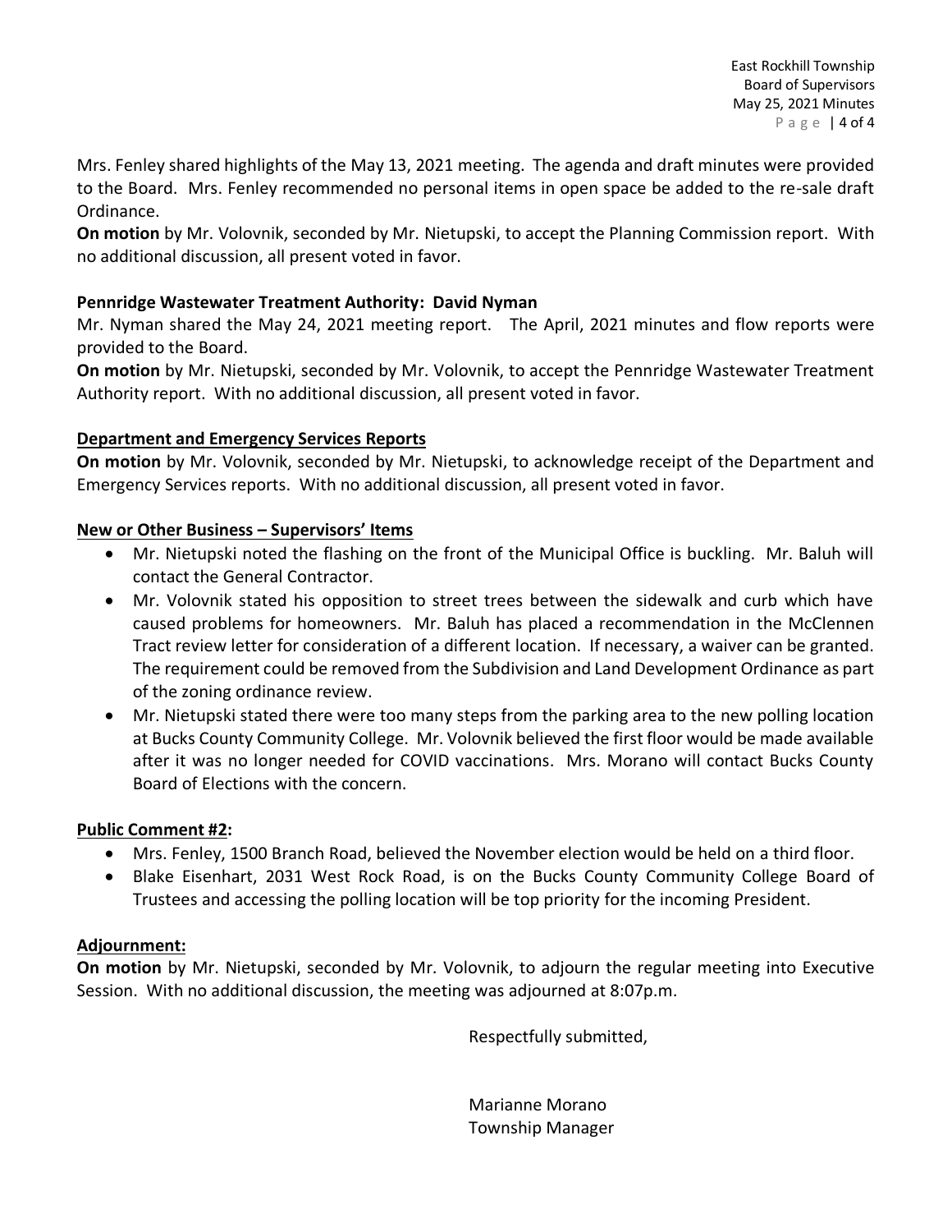Mrs. Fenley shared highlights of the May 13, 2021 meeting. The agenda and draft minutes were provided to the Board. Mrs. Fenley recommended no personal items in open space be added to the re-sale draft Ordinance.

**On motion** by Mr. Volovnik, seconded by Mr. Nietupski, to accept the Planning Commission report. With no additional discussion, all present voted in favor.

**Pennridge Wastewater Treatment Authority: David Nyman**

Mr. Nyman shared the May 24, 2021 meeting report. The April, 2021 minutes and flow reports were provided to the Board.

**On motion** by Mr. Nietupski, seconded by Mr. Volovnik, to accept the Pennridge Wastewater Treatment Authority report. With no additional discussion, all present voted in favor.

**Department and Emergency Services Reports**

**On motion** by Mr. Volovnik, seconded by Mr. Nietupski, to acknowledge receipt of the Department and Emergency Services reports. With no additional discussion, all present voted in favor.

**New or Other Business – Supervisors' Items**

- Mr. Nietupski noted the flashing on the front of the Municipal Office is buckling. Mr. Baluh will contact the General Contractor.
- Mr. Volovnik stated his opposition to street trees between the sidewalk and curb which have caused problems for homeowners. Mr. Baluh has placed a recommendation in the McClennen Tract review letter for consideration of a different location. If necessary, a waiver can be granted. The requirement could be removed from the Subdivision and Land Development Ordinance as part of the zoning ordinance review.
- Mr. Nietupski stated there were too many steps from the parking area to the new polling location at Bucks County Community College. Mr. Volovnik believed the first floor would be made available after it was no longer needed for COVID vaccinations. Mrs. Morano will contact Bucks County Board of Elections with the concern.

**Public Comment #2:**

- Mrs. Fenley, 1500 Branch Road, believed the November election would be held on a third floor.
- Blake Eisenhart, 2031 West Rock Road, is on the Bucks County Community College Board of Trustees and accessing the polling location will be top priority for the incoming President.

**Adjournment:**

**On motion** by Mr. Nietupski, seconded by Mr. Volovnik, to adjourn the regular meeting into Executive Session. With no additional discussion, the meeting was adjourned at 8:07p.m.

Respectfully submitted,

Marianne Morano
Township Manager